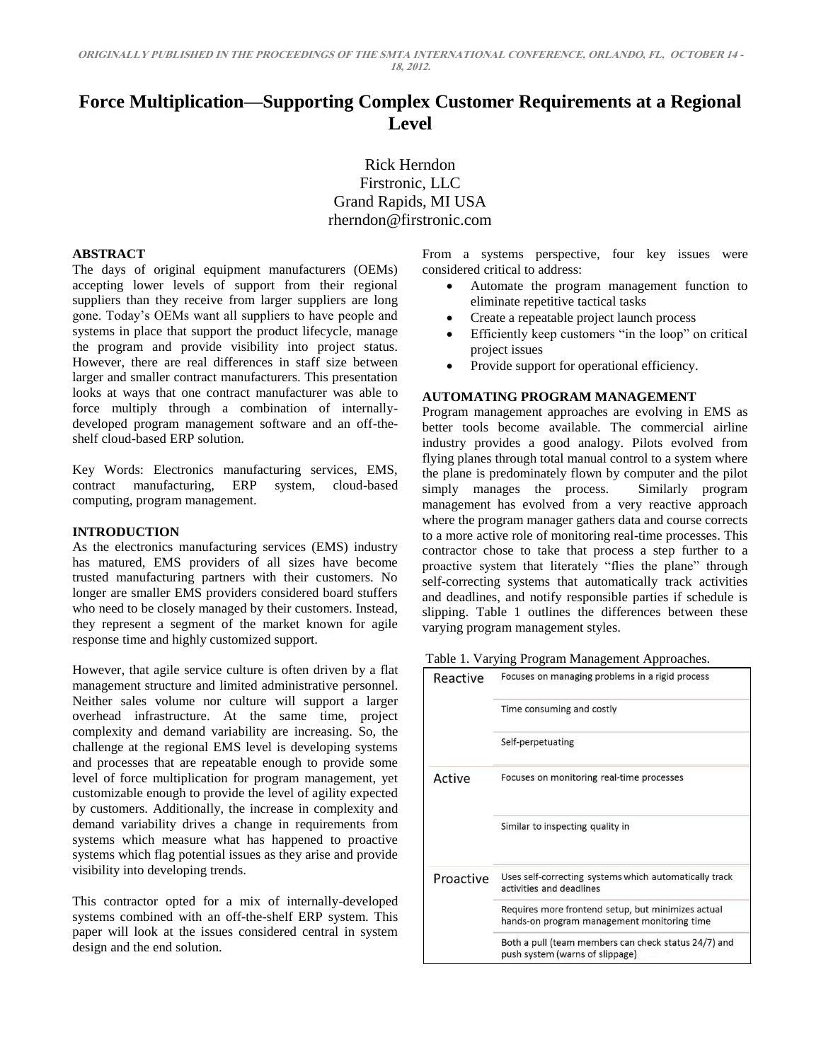*ORIGINALLY PUBLISHED IN THE PROCEEDINGS OF THE SMTA INTERNATIONAL CONFERENCE, ORLANDO, FL, OCTOBER 14 - 18, 2012.*

# Force Multiplication—Supporting Complex Customer Requirements at a Regional Level

Rick Herndon
Firstronic, LLC
Grand Rapids, MI USA
rherndon@firstronic.com

## ABSTRACT

The days of original equipment manufacturers (OEMs) accepting lower levels of support from their regional suppliers than they receive from larger suppliers are long gone. Today's OEMs want all suppliers to have people and systems in place that support the product lifecycle, manage the program and provide visibility into project status. However, there are real differences in staff size between larger and smaller contract manufacturers. This presentation looks at ways that one contract manufacturer was able to force multiply through a combination of internally-developed program management software and an off-the-shelf cloud-based ERP solution.

Key Words: Electronics manufacturing services, EMS, contract manufacturing, ERP system, cloud-based computing, program management.

## INTRODUCTION

As the electronics manufacturing services (EMS) industry has matured, EMS providers of all sizes have become trusted manufacturing partners with their customers. No longer are smaller EMS providers considered board stuffers who need to be closely managed by their customers. Instead, they represent a segment of the market known for agile response time and highly customized support.

However, that agile service culture is often driven by a flat management structure and limited administrative personnel. Neither sales volume nor culture will support a larger overhead infrastructure. At the same time, project complexity and demand variability are increasing. So, the challenge at the regional EMS level is developing systems and processes that are repeatable enough to provide some level of force multiplication for program management, yet customizable enough to provide the level of agility expected by customers. Additionally, the increase in complexity and demand variability drives a change in requirements from systems which measure what has happened to proactive systems which flag potential issues as they arise and provide visibility into developing trends.

This contractor opted for a mix of internally-developed systems combined with an off-the-shelf ERP system. This paper will look at the issues considered central in system design and the end solution.

From a systems perspective, four key issues were considered critical to address:

- Automate the program management function to eliminate repetitive tactical tasks
- Create a repeatable project launch process
- Efficiently keep customers "in the loop" on critical project issues
- Provide support for operational efficiency.

## AUTOMATING PROGRAM MANAGEMENT

Program management approaches are evolving in EMS as better tools become available. The commercial airline industry provides a good analogy. Pilots evolved from flying planes through total manual control to a system where the plane is predominately flown by computer and the pilot simply manages the process. Similarly program management has evolved from a very reactive approach where the program manager gathers data and course corrects to a more active role of monitoring real-time processes. This contractor chose to take that process a step further to a proactive system that literately "flies the plane" through self-correcting systems that automatically track activities and deadlines, and notify responsible parties if schedule is slipping. Table 1 outlines the differences between these varying program management styles.

Table 1. Varying Program Management Approaches.

| | |
|---|---|
| Reactive | Focuses on managing problems in a rigid process |
| | Time consuming and costly |
| | Self-perpetuating |
| Active | Focuses on monitoring real-time processes |
| | Similar to inspecting quality in |
| Proactive | Uses self-correcting systems which automatically track activities and deadlines |
| | Requires more frontend setup, but minimizes actual hands-on program management monitoring time |
| | Both a pull (team members can check status 24/7) and push system (warns of slippage) |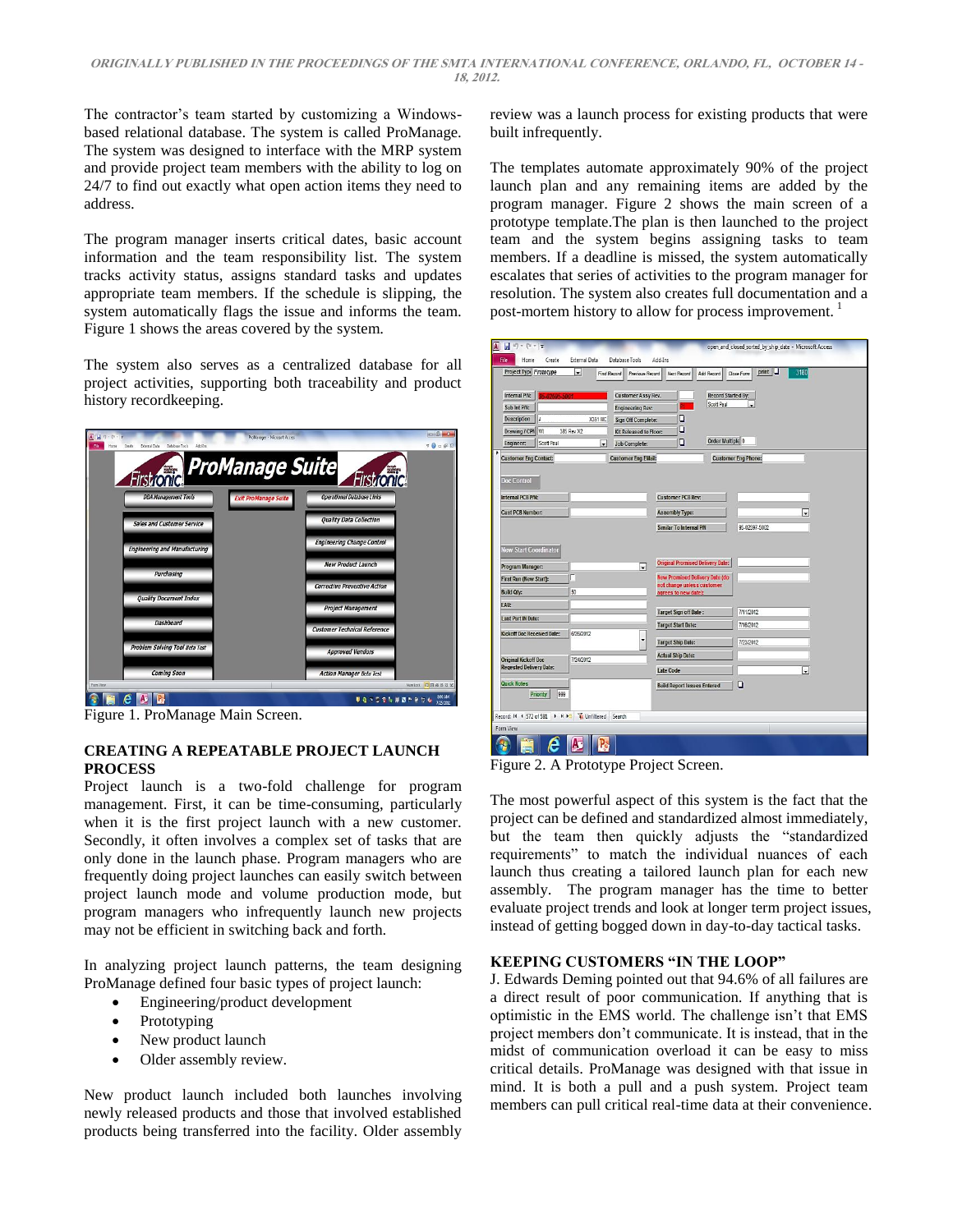The contractor's team started by customizing a Windows-based relational database. The system is called ProManage. The system was designed to interface with the MRP system and provide project team members with the ability to log on 24/7 to find out exactly what open action items they need to address.

The program manager inserts critical dates, basic account information and the team responsibility list. The system tracks activity status, assigns standard tasks and updates appropriate team members. If the schedule is slipping, the system automatically flags the issue and informs the team. Figure 1 shows the areas covered by the system.

The system also serves as a centralized database for all project activities, supporting both traceability and product history recordkeeping.

Figure 1. ProManage Main Screen.

## CREATING A REPEATABLE PROJECT LAUNCH PROCESS

Project launch is a two-fold challenge for program management. First, it can be time-consuming, particularly when it is the first project launch with a new customer. Secondly, it often involves a complex set of tasks that are only done in the launch phase. Program managers who are frequently doing project launches can easily switch between project launch mode and volume production mode, but program managers who infrequently launch new projects may not be efficient in switching back and forth.

In analyzing project launch patterns, the team designing ProManage defined four basic types of project launch:

- Engineering/product development
- Prototyping
- New product launch
- Older assembly review.

New product launch included both launches involving newly released products and those that involved established products being transferred into the facility. Older assembly review was a launch process for existing products that were built infrequently.

The templates automate approximately 90% of the project launch plan and any remaining items are added by the program manager. Figure 2 shows the main screen of a prototype template.The plan is then launched to the project team and the system begins assigning tasks to team members. If a deadline is missed, the system automatically escalates that series of activities to the program manager for resolution. The system also creates full documentation and a post-mortem history to allow for process improvement. [1]

Figure 2. A Prototype Project Screen.

The most powerful aspect of this system is the fact that the project can be defined and standardized almost immediately, but the team then quickly adjusts the "standardized requirements" to match the individual nuances of each launch thus creating a tailored launch plan for each new assembly. The program manager has the time to better evaluate project trends and look at longer term project issues, instead of getting bogged down in day-to-day tactical tasks.

## KEEPING CUSTOMERS "IN THE LOOP"

J. Edwards Deming pointed out that 94.6% of all failures are a direct result of poor communication. If anything that is optimistic in the EMS world. The challenge isn't that EMS project members don't communicate. It is instead, that in the midst of communication overload it can be easy to miss critical details. ProManage was designed with that issue in mind. It is both a pull and a push system. Project team members can pull critical real-time data at their convenience.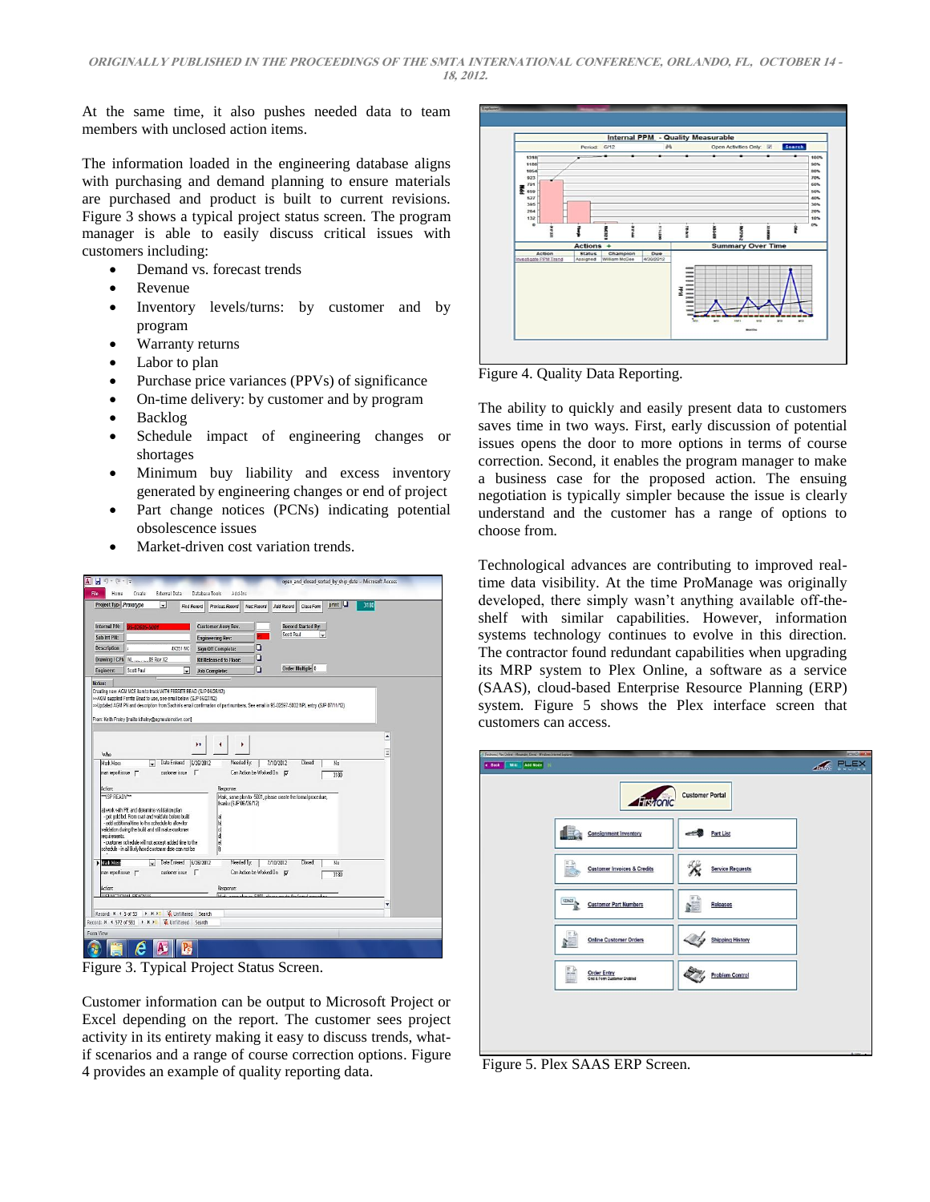At the same time, it also pushes needed data to team members with unclosed action items.

The information loaded in the engineering database aligns with purchasing and demand planning to ensure materials are purchased and product is built to current revisions. Figure 3 shows a typical project status screen. The program manager is able to easily discuss critical issues with customers including:

- Demand vs. forecast trends
- Revenue
- Inventory levels/turns: by customer and by program
- Warranty returns
- Labor to plan
- Purchase price variances (PPVs) of significance
- On-time delivery: by customer and by program
- Backlog
- Schedule impact of engineering changes or shortages
- Minimum buy liability and excess inventory generated by engineering changes or end of project
- Part change notices (PCNs) indicating potential obsolescence issues
- Market-driven cost variation trends.

Figure 3. Typical Project Status Screen.

Customer information can be output to Microsoft Project or Excel depending on the report. The customer sees project activity in its entirety making it easy to discuss trends, what-if scenarios and a range of course correction options. Figure 4 provides an example of quality reporting data.

Figure 4. Quality Data Reporting.

The ability to quickly and easily present data to customers saves time in two ways. First, early discussion of potential issues opens the door to more options in terms of course correction. Second, it enables the program manager to make a business case for the proposed action. The ensuing negotiation is typically simpler because the issue is clearly understand and the customer has a range of options to choose from.

Technological advances are contributing to improved real-time data visibility. At the time ProManage was originally developed, there simply wasn't anything available off-the-shelf with similar capabilities. However, information systems technology continues to evolve in this direction. The contractor found redundant capabilities when upgrading its MRP system to Plex Online, a software as a service (SAAS), cloud-based Enterprise Resource Planning (ERP) system. Figure 5 shows the Plex interface screen that customers can access.

Figure 5. Plex SAAS ERP Screen.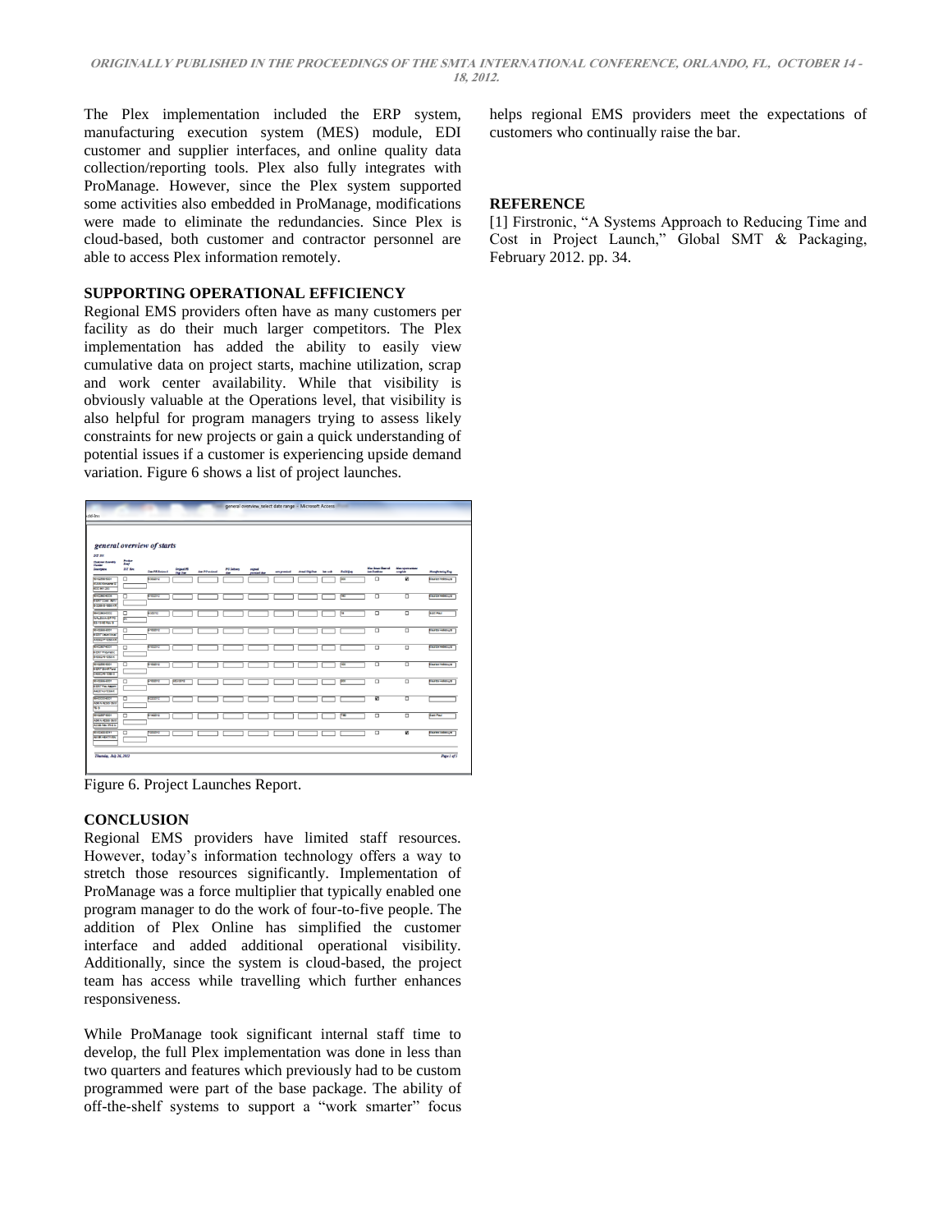The Plex implementation included the ERP system, manufacturing execution system (MES) module, EDI customer and supplier interfaces, and online quality data collection/reporting tools. Plex also fully integrates with ProManage. However, since the Plex system supported some activities also embedded in ProManage, modifications were made to eliminate the redundancies. Since Plex is cloud-based, both customer and contractor personnel are able to access Plex information remotely.

## SUPPORTING OPERATIONAL EFFICIENCY

Regional EMS providers often have as many customers per facility as do their much larger competitors. The Plex implementation has added the ability to easily view cumulative data on project starts, machine utilization, scrap and work center availability. While that visibility is obviously valuable at the Operations level, that visibility is also helpful for program managers trying to assess likely constraints for new projects or gain a quick understanding of potential issues if a customer is experiencing upside demand variation. Figure 6 shows a list of project launches.

Figure 6. Project Launches Report.

## CONCLUSION

Regional EMS providers have limited staff resources. However, today's information technology offers a way to stretch those resources significantly. Implementation of ProManage was a force multiplier that typically enabled one program manager to do the work of four-to-five people. The addition of Plex Online has simplified the customer interface and added additional operational visibility. Additionally, since the system is cloud-based, the project team has access while travelling which further enhances responsiveness.

While ProManage took significant internal staff time to develop, the full Plex implementation was done in less than two quarters and features which previously had to be custom programmed were part of the base package. The ability of off-the-shelf systems to support a "work smarter" focus helps regional EMS providers meet the expectations of customers who continually raise the bar.

## REFERENCE

[1] Firstronic, "A Systems Approach to Reducing Time and Cost in Project Launch," Global SMT & Packaging, February 2012. pp. 34.